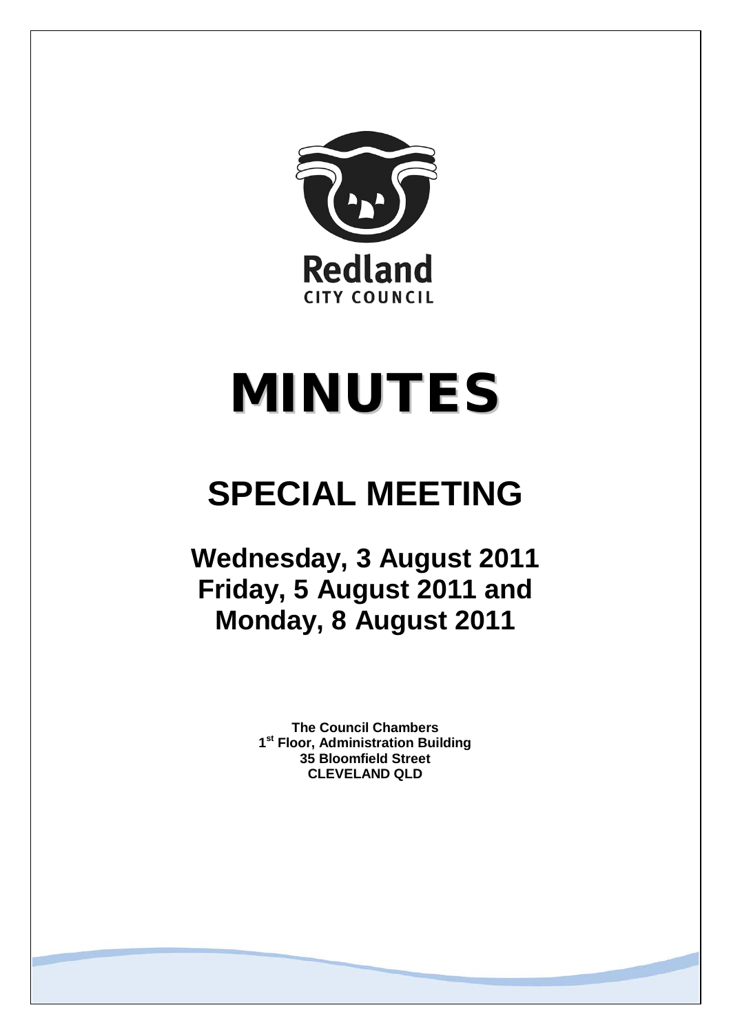Redland

CITY COUNCIL

# MINUTES

## SPECIAL MEETING

### Wednesday, 3 August 2011
### Friday, 5 August 2011 and
### Monday, 8 August 2011

**The Council Chambers**
**1st Floor, Administration Building**
**35 Bloomfield Street**
**CLEVELAND QLD**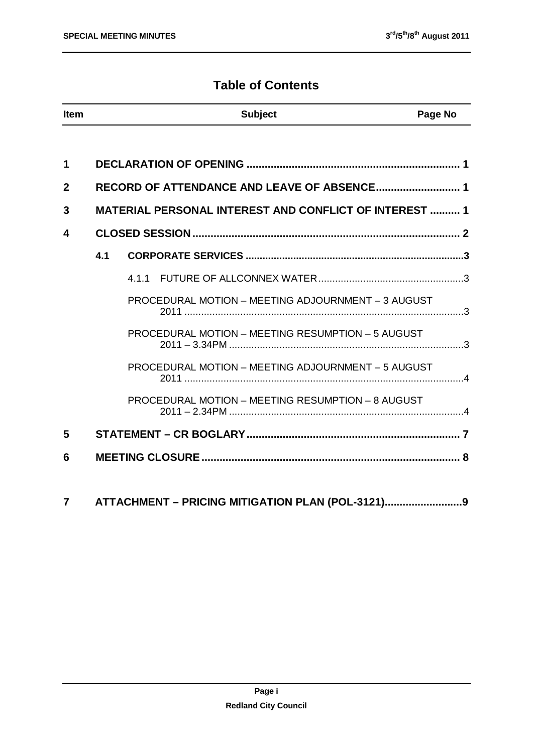# Table of Contents

| Item | Subject | Page No |
|---|---|---|
| 1 | DECLARATION OF OPENING | 1 |
| 2 | RECORD OF ATTENDANCE AND LEAVE OF ABSENCE | 1 |
| 3 | MATERIAL PERSONAL INTEREST AND CONFLICT OF INTEREST | 1 |
| 4 | CLOSED SESSION | 2 |
| 4.1 | CORPORATE SERVICES | 3 |
| 4.1.1 | FUTURE OF ALLCONNEX WATER | 3 |
| | PROCEDURAL MOTION – MEETING ADJOURNMENT – 3 AUGUST 2011 | 3 |
| | PROCEDURAL MOTION – MEETING RESUMPTION – 5 AUGUST 2011 – 3.34PM | 3 |
| | PROCEDURAL MOTION – MEETING ADJOURNMENT – 5 AUGUST 2011 | 4 |
| | PROCEDURAL MOTION – MEETING RESUMPTION – 8 AUGUST 2011 – 2.34PM | 4 |
| 5 | STATEMENT – CR BOGLARY | 7 |
| 6 | MEETING CLOSURE | 8 |
| 7 | ATTACHMENT – PRICING MITIGATION PLAN (POL-3121) | 9 |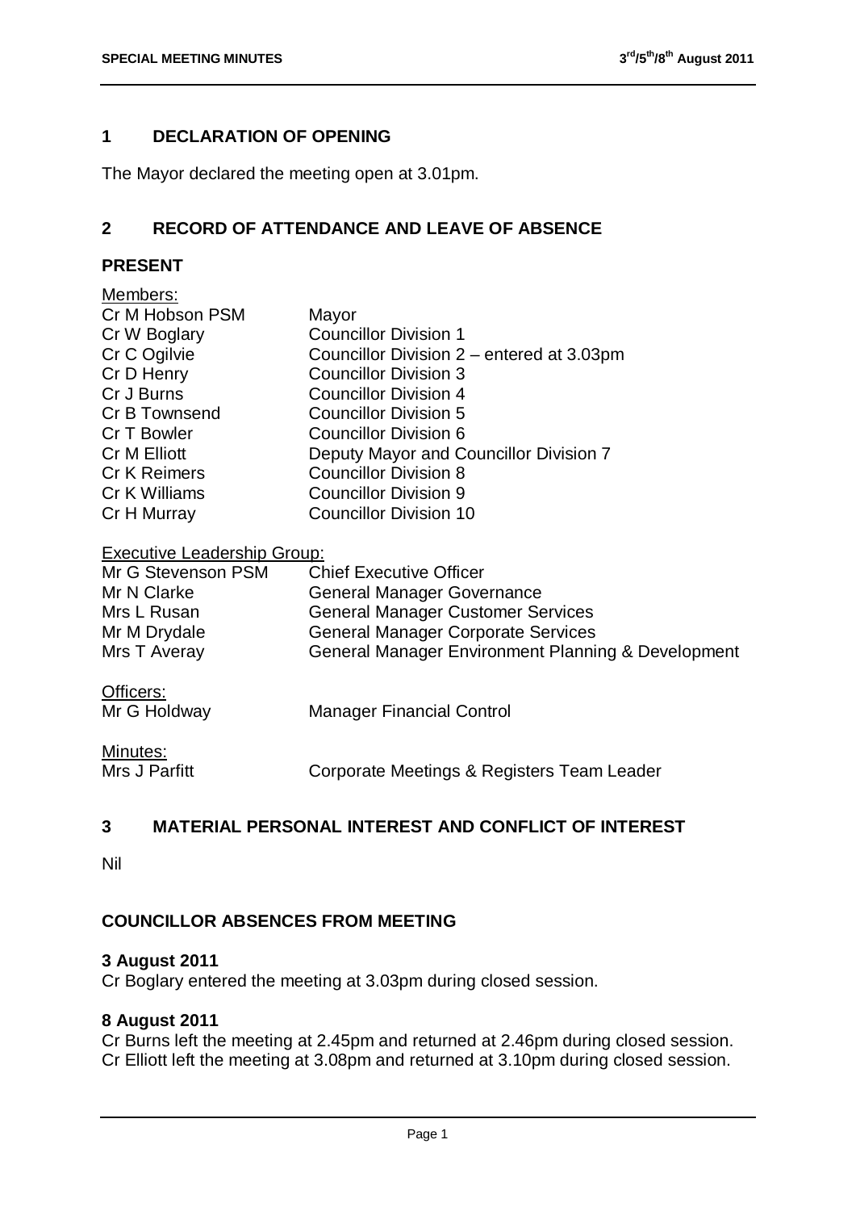## 1 DECLARATION OF OPENING

The Mayor declared the meeting open at 3.01pm.

## 2 RECORD OF ATTENDANCE AND LEAVE OF ABSENCE

### PRESENT

Members:

| | |
|---|---|
| Cr M Hobson PSM | Mayor |
| Cr W Boglary | Councillor Division 1 |
| Cr C Ogilvie | Councillor Division 2 – entered at 3.03pm |
| Cr D Henry | Councillor Division 3 |
| Cr J Burns | Councillor Division 4 |
| Cr B Townsend | Councillor Division 5 |
| Cr T Bowler | Councillor Division 6 |
| Cr M Elliott | Deputy Mayor and Councillor Division 7 |
| Cr K Reimers | Councillor Division 8 |
| Cr K Williams | Councillor Division 9 |
| Cr H Murray | Councillor Division 10 |

Executive Leadership Group:

| | |
|---|---|
| Mr G Stevenson PSM | Chief Executive Officer |
| Mr N Clarke | General Manager Governance |
| Mrs L Rusan | General Manager Customer Services |
| Mr M Drydale | General Manager Corporate Services |
| Mrs T Averay | General Manager Environment Planning & Development |

Officers:

| | |
|---|---|
| Mr G Holdway | Manager Financial Control |

Minutes:

| | |
|---|---|
| Mrs J Parfitt | Corporate Meetings & Registers Team Leader |

## 3 MATERIAL PERSONAL INTEREST AND CONFLICT OF INTEREST

Nil

### COUNCILLOR ABSENCES FROM MEETING

**3 August 2011**

Cr Boglary entered the meeting at 3.03pm during closed session.

**8 August 2011**

Cr Burns left the meeting at 2.45pm and returned at 2.46pm during closed session.
Cr Elliott left the meeting at 3.08pm and returned at 3.10pm during closed session.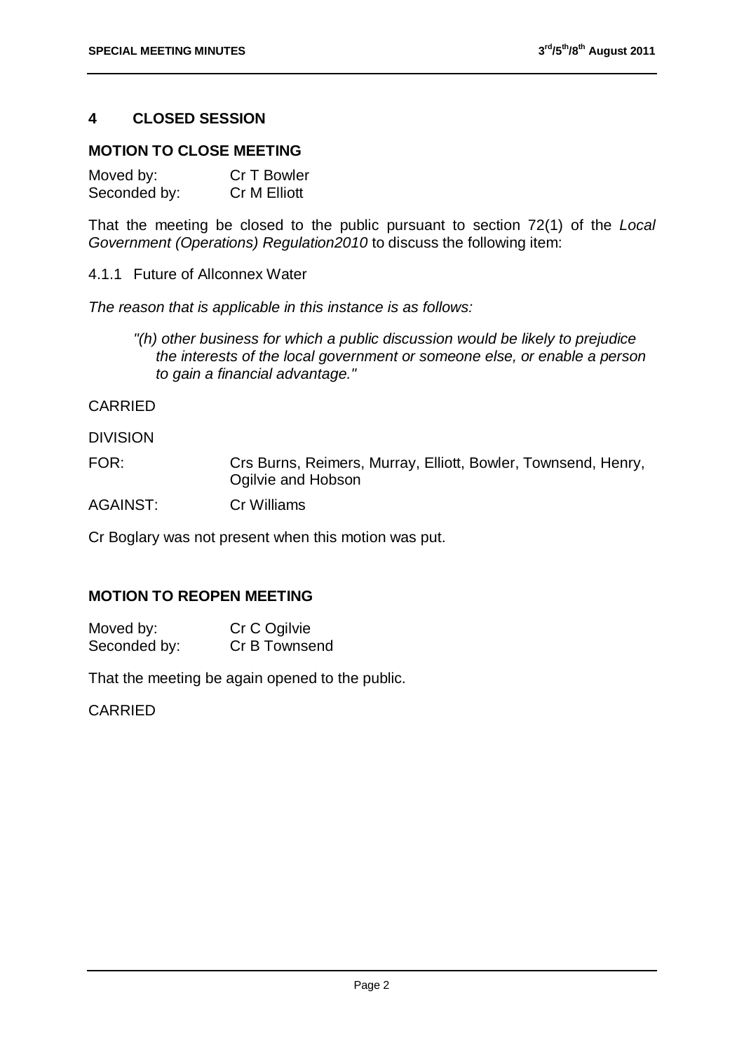## 4 CLOSED SESSION

### MOTION TO CLOSE MEETING

Moved by: Cr T Bowler
Seconded by: Cr M Elliott

That the meeting be closed to the public pursuant to section 72(1) of the *Local Government (Operations) Regulation2010* to discuss the following item:

4.1.1 Future of Allconnex Water

*The reason that is applicable in this instance is as follows:*

> *"(h) other business for which a public discussion would be likely to prejudice the interests of the local government or someone else, or enable a person to gain a financial advantage."*

CARRIED

DIVISION

FOR: Crs Burns, Reimers, Murray, Elliott, Bowler, Townsend, Henry, Ogilvie and Hobson

AGAINST: Cr Williams

Cr Boglary was not present when this motion was put.

### MOTION TO REOPEN MEETING

Moved by: Cr C Ogilvie
Seconded by: Cr B Townsend

That the meeting be again opened to the public.

CARRIED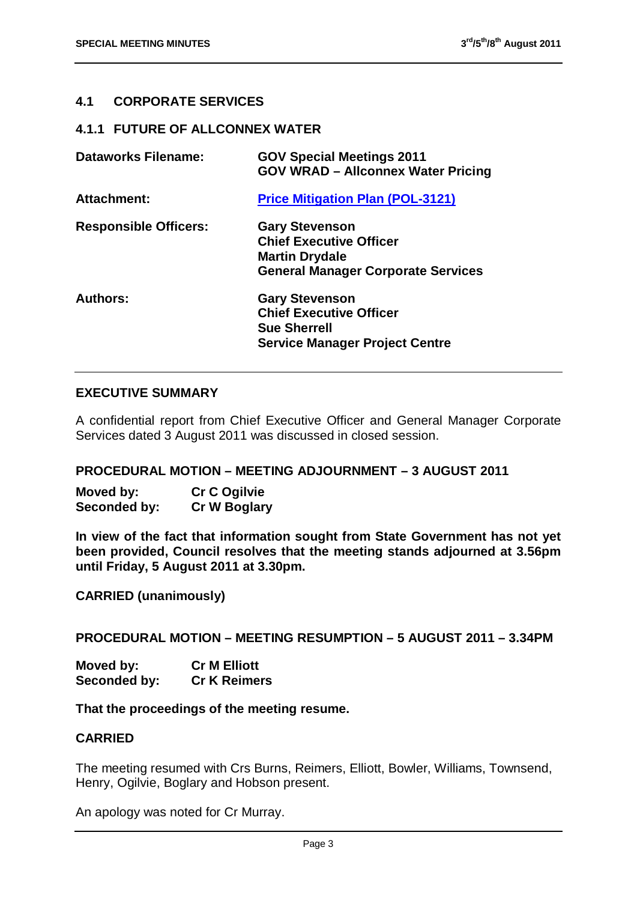## 4.1 CORPORATE SERVICES

### 4.1.1 FUTURE OF ALLCONNEX WATER

| | |
|---|---|
| **Dataworks Filename:** | **GOV Special Meetings 2011**<br>**GOV WRAD – Allconnex Water Pricing** |
| **Attachment:** | **Price Mitigation Plan (POL-3121)** |
| **Responsible Officers:** | **Gary Stevenson**<br>**Chief Executive Officer**<br>**Martin Drydale**<br>**General Manager Corporate Services** |
| **Authors:** | **Gary Stevenson**<br>**Chief Executive Officer**<br>**Sue Sherrell**<br>**Service Manager Project Centre** |

#### EXECUTIVE SUMMARY

A confidential report from Chief Executive Officer and General Manager Corporate Services dated 3 August 2011 was discussed in closed session.

#### PROCEDURAL MOTION – MEETING ADJOURNMENT – 3 AUGUST 2011

**Moved by:** **Cr C Ogilvie**
**Seconded by:** **Cr W Boglary**

**In view of the fact that information sought from State Government has not yet been provided, Council resolves that the meeting stands adjourned at 3.56pm until Friday, 5 August 2011 at 3.30pm.**

**CARRIED (unanimously)**

#### PROCEDURAL MOTION – MEETING RESUMPTION – 5 AUGUST 2011 – 3.34PM

**Moved by:** **Cr M Elliott**
**Seconded by:** **Cr K Reimers**

**That the proceedings of the meeting resume.**

**CARRIED**

The meeting resumed with Crs Burns, Reimers, Elliott, Bowler, Williams, Townsend, Henry, Ogilvie, Boglary and Hobson present.

An apology was noted for Cr Murray.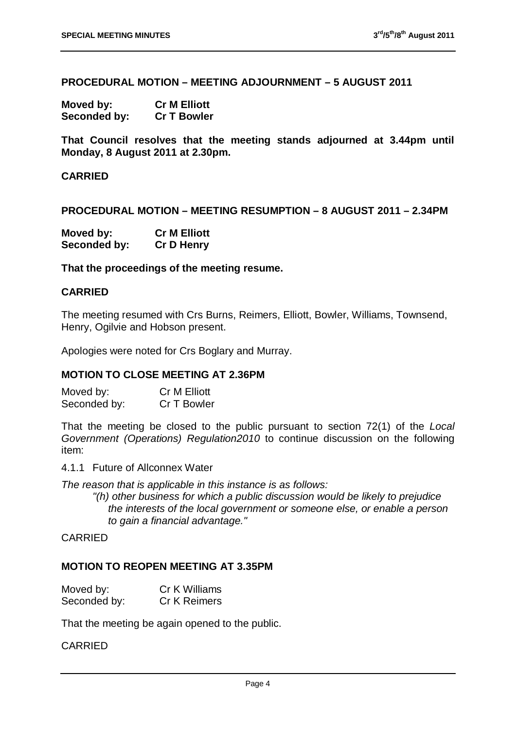**PROCEDURAL MOTION – MEETING ADJOURNMENT – 5 AUGUST 2011**

**Moved by: Cr M Elliott**
**Seconded by: Cr T Bowler**

**That Council resolves that the meeting stands adjourned at 3.44pm until Monday, 8 August 2011 at 2.30pm.**

**CARRIED**

**PROCEDURAL MOTION – MEETING RESUMPTION – 8 AUGUST 2011 – 2.34PM**

**Moved by: Cr M Elliott**
**Seconded by: Cr D Henry**

**That the proceedings of the meeting resume.**

**CARRIED**

The meeting resumed with Crs Burns, Reimers, Elliott, Bowler, Williams, Townsend, Henry, Ogilvie and Hobson present.

Apologies were noted for Crs Boglary and Murray.

**MOTION TO CLOSE MEETING AT 2.36PM**

Moved by: Cr M Elliott
Seconded by: Cr T Bowler

That the meeting be closed to the public pursuant to section 72(1) of the *Local Government (Operations) Regulation2010* to continue discussion on the following item:

4.1.1 Future of Allconnex Water

*The reason that is applicable in this instance is as follows:*

> *"(h) other business for which a public discussion would be likely to prejudice the interests of the local government or someone else, or enable a person to gain a financial advantage."*

CARRIED

**MOTION TO REOPEN MEETING AT 3.35PM**

Moved by: Cr K Williams
Seconded by: Cr K Reimers

That the meeting be again opened to the public.

CARRIED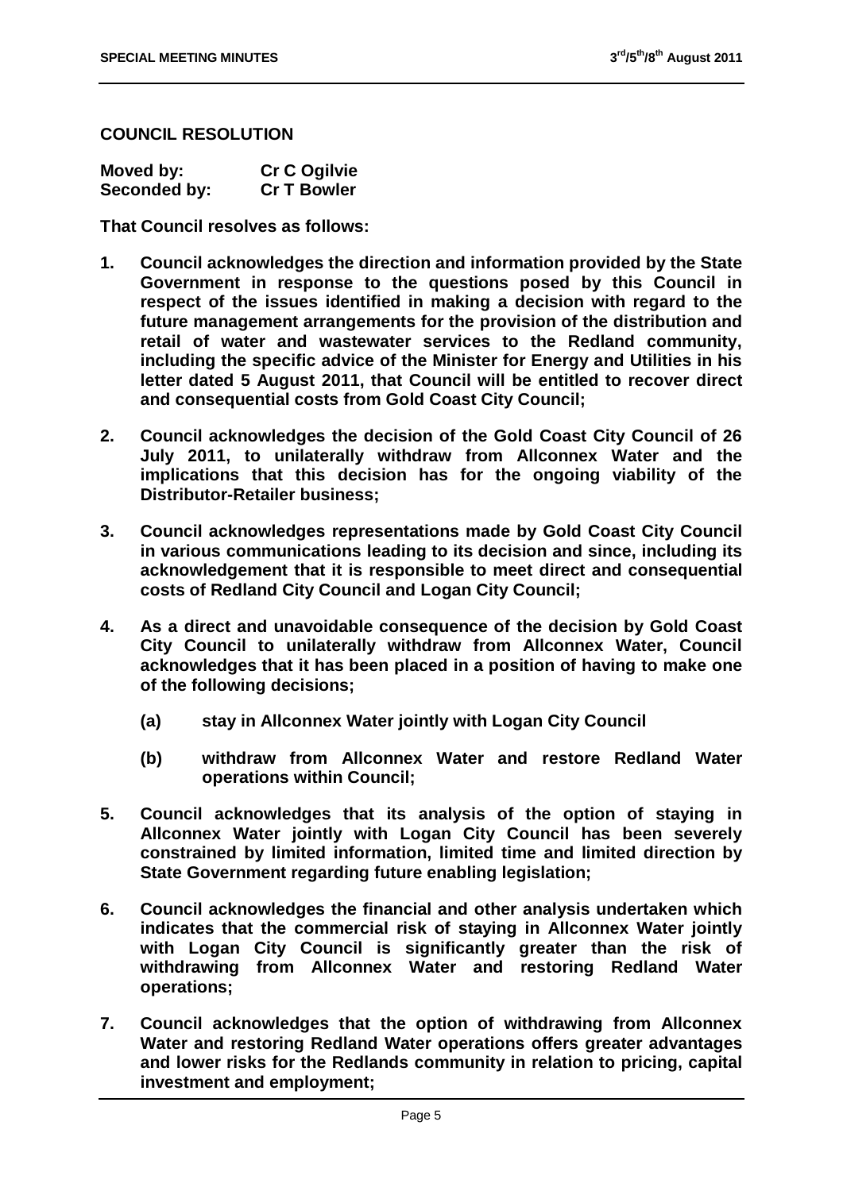## COUNCIL RESOLUTION

| | |
|---|---|
| **Moved by:** | **Cr C Ogilvie** |
| **Seconded by:** | **Cr T Bowler** |

**That Council resolves as follows:**

1. **Council acknowledges the direction and information provided by the State Government in response to the questions posed by this Council in respect of the issues identified in making a decision with regard to the future management arrangements for the provision of the distribution and retail of water and wastewater services to the Redland community, including the specific advice of the Minister for Energy and Utilities in his letter dated 5 August 2011, that Council will be entitled to recover direct and consequential costs from Gold Coast City Council;**

2. **Council acknowledges the decision of the Gold Coast City Council of 26 July 2011, to unilaterally withdraw from Allconnex Water and the implications that this decision has for the ongoing viability of the Distributor-Retailer business;**

3. **Council acknowledges representations made by Gold Coast City Council in various communications leading to its decision and since, including its acknowledgement that it is responsible to meet direct and consequential costs of Redland City Council and Logan City Council;**

4. **As a direct and unavoidable consequence of the decision by Gold Coast City Council to unilaterally withdraw from Allconnex Water, Council acknowledges that it has been placed in a position of having to make one of the following decisions;**

   **(a) stay in Allconnex Water jointly with Logan City Council**

   **(b) withdraw from Allconnex Water and restore Redland Water operations within Council;**

5. **Council acknowledges that its analysis of the option of staying in Allconnex Water jointly with Logan City Council has been severely constrained by limited information, limited time and limited direction by State Government regarding future enabling legislation;**

6. **Council acknowledges the financial and other analysis undertaken which indicates that the commercial risk of staying in Allconnex Water jointly with Logan City Council is significantly greater than the risk of withdrawing from Allconnex Water and restoring Redland Water operations;**

7. **Council acknowledges that the option of withdrawing from Allconnex Water and restoring Redland Water operations offers greater advantages and lower risks for the Redlands community in relation to pricing, capital investment and employment;**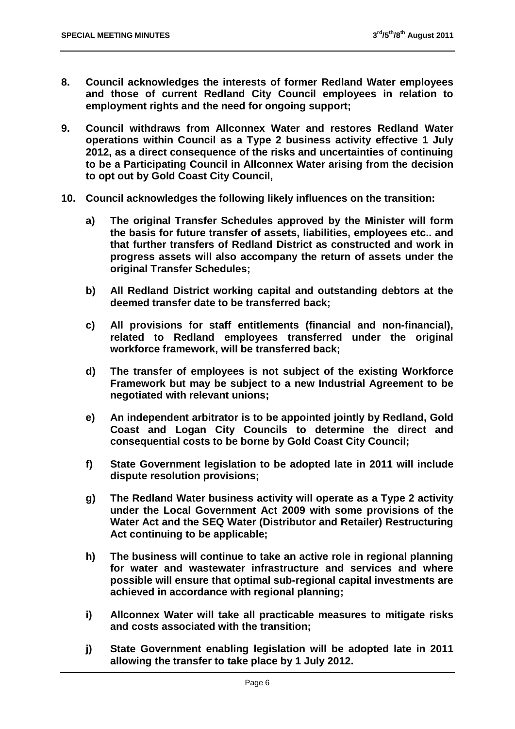**8. Council acknowledges the interests of former Redland Water employees and those of current Redland City Council employees in relation to employment rights and the need for ongoing support;**

**9. Council withdraws from Allconnex Water and restores Redland Water operations within Council as a Type 2 business activity effective 1 July 2012, as a direct consequence of the risks and uncertainties of continuing to be a Participating Council in Allconnex Water arising from the decision to opt out by Gold Coast City Council,**

**10. Council acknowledges the following likely influences on the transition:**

**a) The original Transfer Schedules approved by the Minister will form the basis for future transfer of assets, liabilities, employees etc.. and that further transfers of Redland District as constructed and work in progress assets will also accompany the return of assets under the original Transfer Schedules;**

**b) All Redland District working capital and outstanding debtors at the deemed transfer date to be transferred back;**

**c) All provisions for staff entitlements (financial and non-financial), related to Redland employees transferred under the original workforce framework, will be transferred back;**

**d) The transfer of employees is not subject of the existing Workforce Framework but may be subject to a new Industrial Agreement to be negotiated with relevant unions;**

**e) An independent arbitrator is to be appointed jointly by Redland, Gold Coast and Logan City Councils to determine the direct and consequential costs to be borne by Gold Coast City Council;**

**f) State Government legislation to be adopted late in 2011 will include dispute resolution provisions;**

**g) The Redland Water business activity will operate as a Type 2 activity under the Local Government Act 2009 with some provisions of the Water Act and the SEQ Water (Distributor and Retailer) Restructuring Act continuing to be applicable;**

**h) The business will continue to take an active role in regional planning for water and wastewater infrastructure and services and where possible will ensure that optimal sub-regional capital investments are achieved in accordance with regional planning;**

**i) Allconnex Water will take all practicable measures to mitigate risks and costs associated with the transition;**

**j) State Government enabling legislation will be adopted late in 2011 allowing the transfer to take place by 1 July 2012.**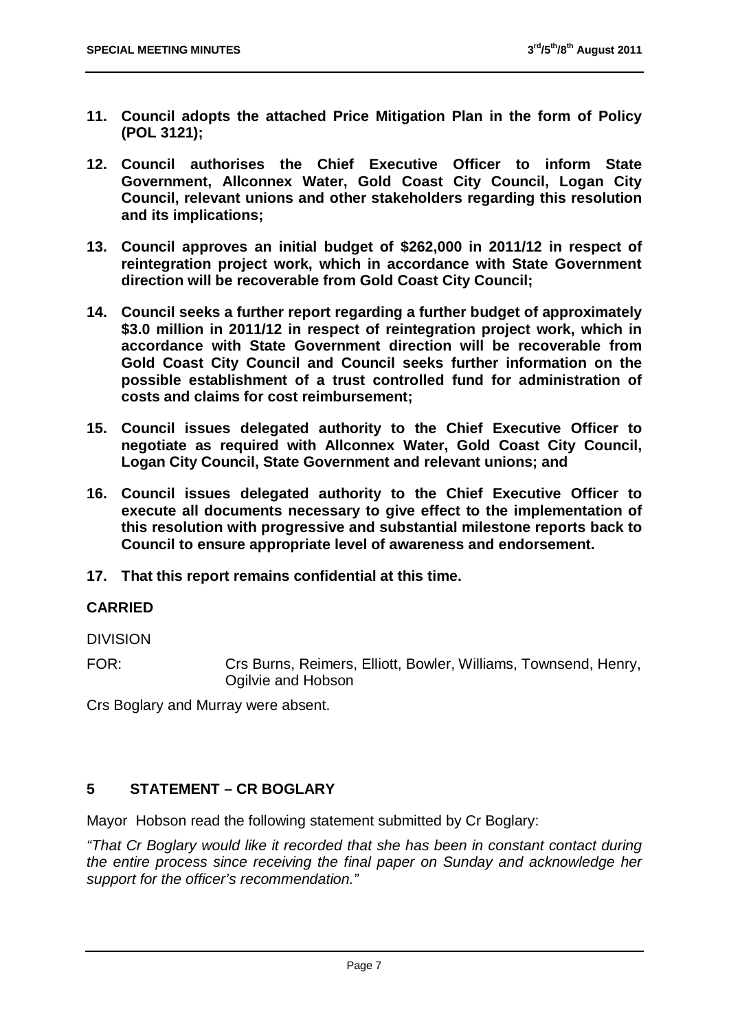**11. Council adopts the attached Price Mitigation Plan in the form of Policy (POL 3121);**

**12. Council authorises the Chief Executive Officer to inform State Government, Allconnex Water, Gold Coast City Council, Logan City Council, relevant unions and other stakeholders regarding this resolution and its implications;**

**13. Council approves an initial budget of $262,000 in 2011/12 in respect of reintegration project work, which in accordance with State Government direction will be recoverable from Gold Coast City Council;**

**14. Council seeks a further report regarding a further budget of approximately $3.0 million in 2011/12 in respect of reintegration project work, which in accordance with State Government direction will be recoverable from Gold Coast City Council and Council seeks further information on the possible establishment of a trust controlled fund for administration of costs and claims for cost reimbursement;**

**15. Council issues delegated authority to the Chief Executive Officer to negotiate as required with Allconnex Water, Gold Coast City Council, Logan City Council, State Government and relevant unions; and**

**16. Council issues delegated authority to the Chief Executive Officer to execute all documents necessary to give effect to the implementation of this resolution with progressive and substantial milestone reports back to Council to ensure appropriate level of awareness and endorsement.**

**17. That this report remains confidential at this time.**

**CARRIED**

DIVISION

FOR: Crs Burns, Reimers, Elliott, Bowler, Williams, Townsend, Henry, Ogilvie and Hobson

Crs Boglary and Murray were absent.

## 5 STATEMENT – CR BOGLARY

Mayor Hobson read the following statement submitted by Cr Boglary:

*"That Cr Boglary would like it recorded that she has been in constant contact during the entire process since receiving the final paper on Sunday and acknowledge her support for the officer's recommendation."*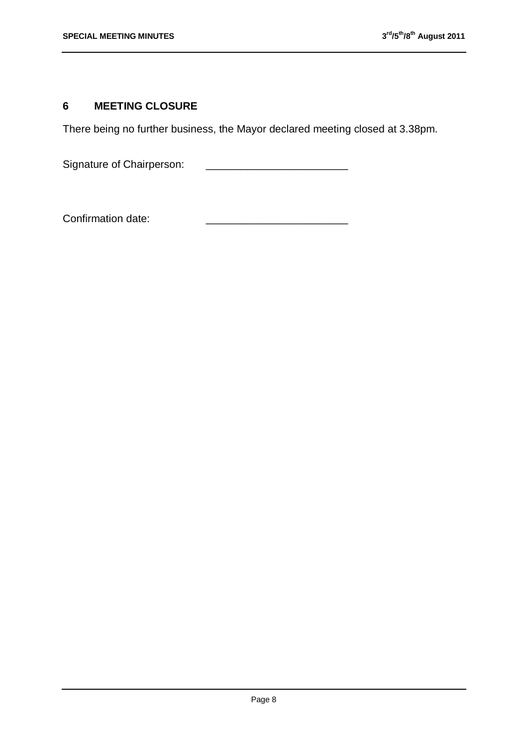## 6 MEETING CLOSURE

There being no further business, the Mayor declared meeting closed at 3.38pm.

Signature of Chairperson: ________________________

Confirmation date: ________________________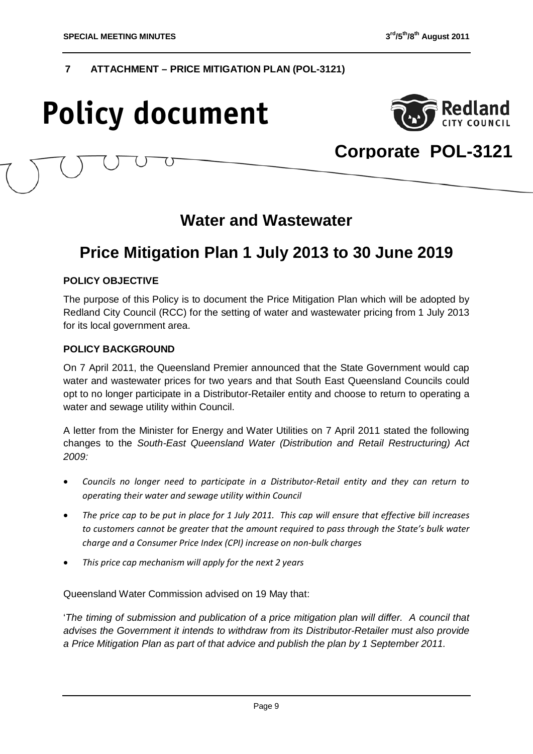**7 ATTACHMENT – PRICE MITIGATION PLAN (POL-3121)**

# Policy document

Redland CITY COUNCIL

## Corporate POL-3121

## Water and Wastewater

## Price Mitigation Plan 1 July 2013 to 30 June 2019

### POLICY OBJECTIVE

The purpose of this Policy is to document the Price Mitigation Plan which will be adopted by Redland City Council (RCC) for the setting of water and wastewater pricing from 1 July 2013 for its local government area.

### POLICY BACKGROUND

On 7 April 2011, the Queensland Premier announced that the State Government would cap water and wastewater prices for two years and that South East Queensland Councils could opt to no longer participate in a Distributor-Retailer entity and choose to return to operating a water and sewage utility within Council.

A letter from the Minister for Energy and Water Utilities on 7 April 2011 stated the following changes to the *South-East Queensland Water (Distribution and Retail Restructuring) Act 2009:*

- *Councils no longer need to participate in a Distributor-Retail entity and they can return to operating their water and sewage utility within Council*
- *The price cap to be put in place for 1 July 2011. This cap will ensure that effective bill increases to customers cannot be greater that the amount required to pass through the State's bulk water charge and a Consumer Price Index (CPI) increase on non-bulk charges*
- *This price cap mechanism will apply for the next 2 years*

Queensland Water Commission advised on 19 May that:

'*The timing of submission and publication of a price mitigation plan will differ. A council that advises the Government it intends to withdraw from its Distributor-Retailer must also provide a Price Mitigation Plan as part of that advice and publish the plan by 1 September 2011.*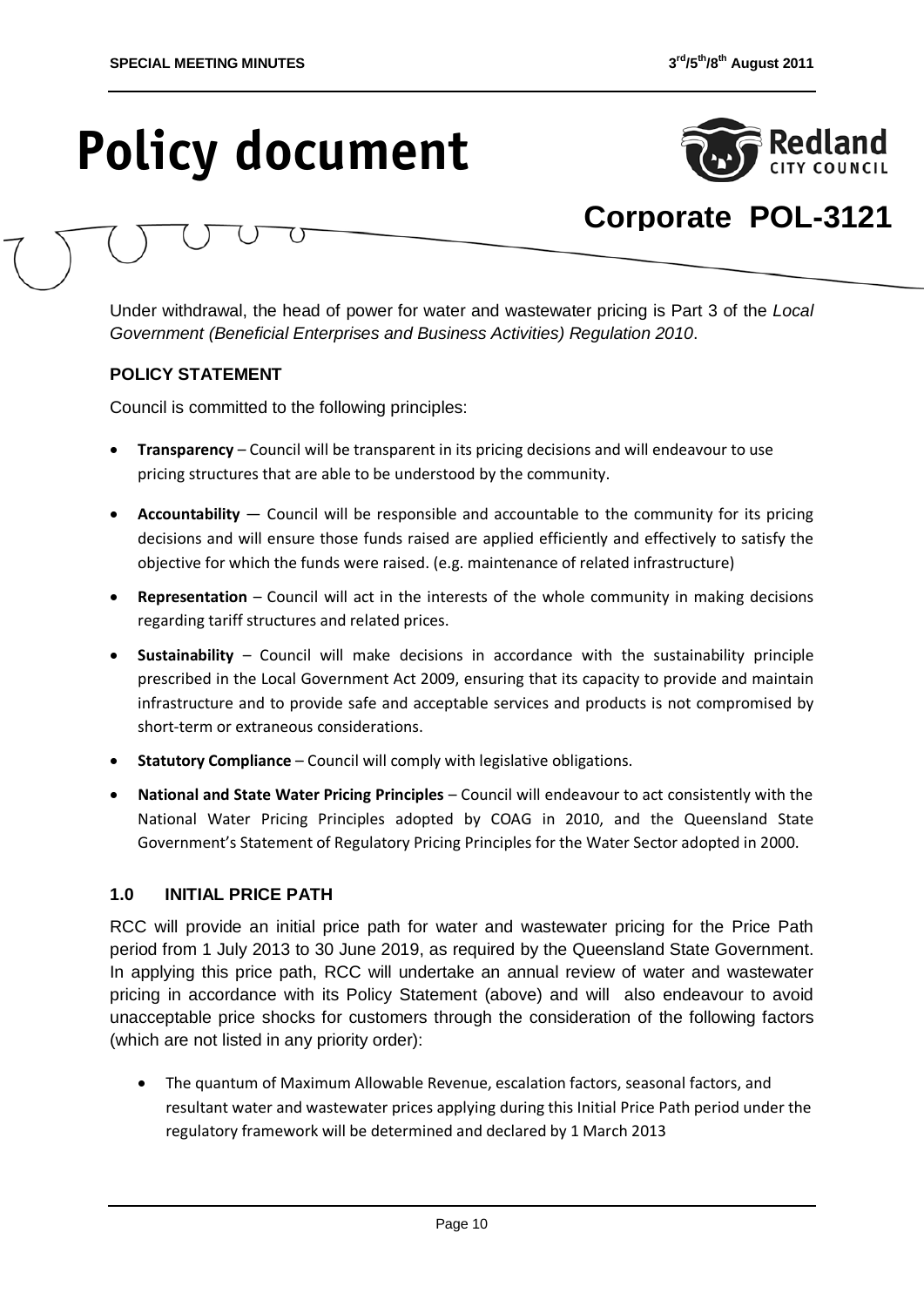# Policy document

## Corporate POL-3121

Under withdrawal, the head of power for water and wastewater pricing is Part 3 of the *Local Government (Beneficial Enterprises and Business Activities) Regulation 2010*.

### POLICY STATEMENT

Council is committed to the following principles:

- **Transparency** – Council will be transparent in its pricing decisions and will endeavour to use pricing structures that are able to be understood by the community.
- **Accountability** — Council will be responsible and accountable to the community for its pricing decisions and will ensure those funds raised are applied efficiently and effectively to satisfy the objective for which the funds were raised. (e.g. maintenance of related infrastructure)
- **Representation** – Council will act in the interests of the whole community in making decisions regarding tariff structures and related prices.
- **Sustainability** – Council will make decisions in accordance with the sustainability principle prescribed in the Local Government Act 2009, ensuring that its capacity to provide and maintain infrastructure and to provide safe and acceptable services and products is not compromised by short-term or extraneous considerations.
- **Statutory Compliance** – Council will comply with legislative obligations.
- **National and State Water Pricing Principles** – Council will endeavour to act consistently with the National Water Pricing Principles adopted by COAG in 2010, and the Queensland State Government's Statement of Regulatory Pricing Principles for the Water Sector adopted in 2000.

### 1.0 INITIAL PRICE PATH

RCC will provide an initial price path for water and wastewater pricing for the Price Path period from 1 July 2013 to 30 June 2019, as required by the Queensland State Government. In applying this price path, RCC will undertake an annual review of water and wastewater pricing in accordance with its Policy Statement (above) and will also endeavour to avoid unacceptable price shocks for customers through the consideration of the following factors (which are not listed in any priority order):

- The quantum of Maximum Allowable Revenue, escalation factors, seasonal factors, and resultant water and wastewater prices applying during this Initial Price Path period under the regulatory framework will be determined and declared by 1 March 2013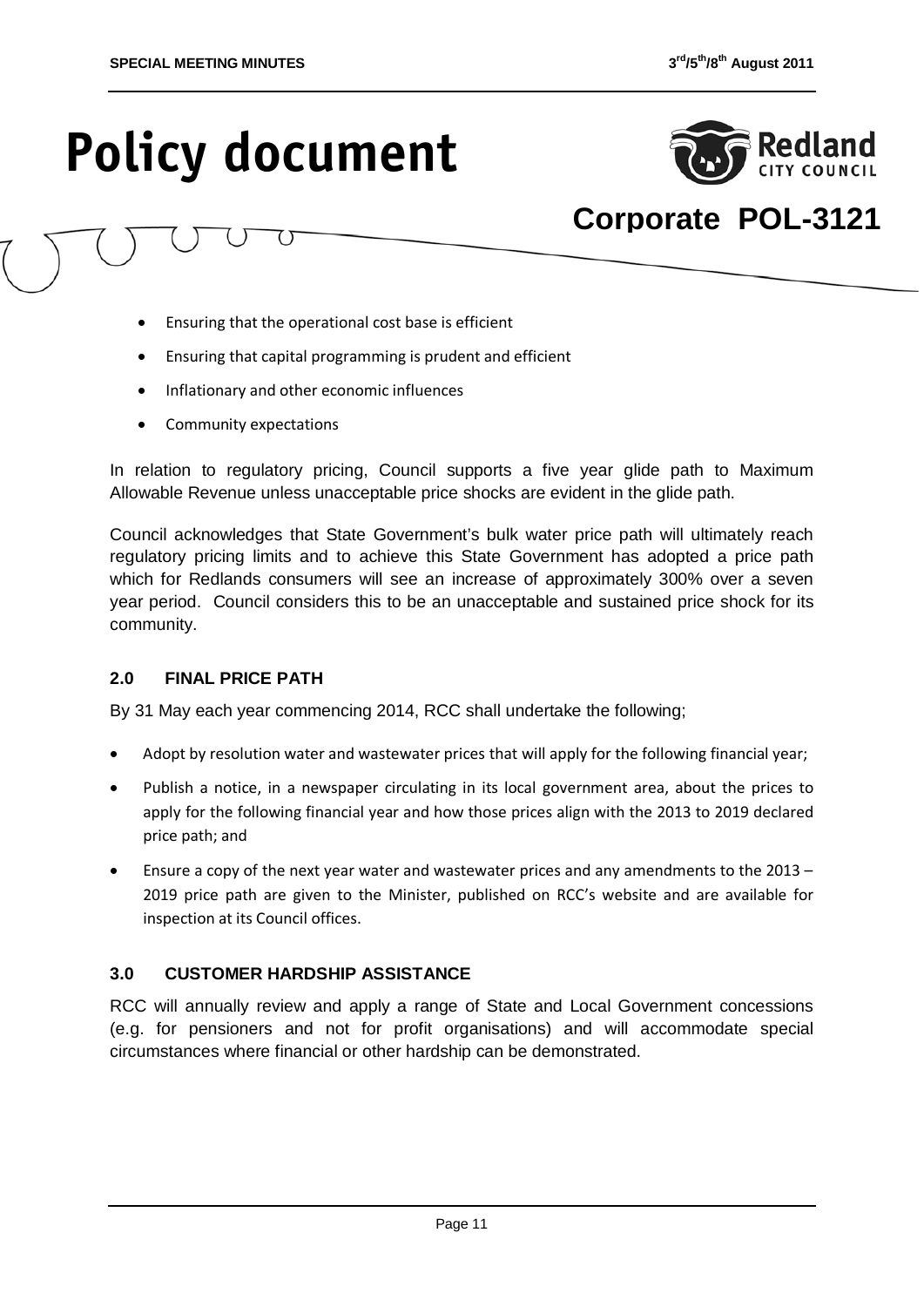# Policy document

**Corporate POL-3121**

- Ensuring that the operational cost base is efficient
- Ensuring that capital programming is prudent and efficient
- Inflationary and other economic influences
- Community expectations

In relation to regulatory pricing, Council supports a five year glide path to Maximum Allowable Revenue unless unacceptable price shocks are evident in the glide path.

Council acknowledges that State Government's bulk water price path will ultimately reach regulatory pricing limits and to achieve this State Government has adopted a price path which for Redlands consumers will see an increase of approximately 300% over a seven year period. Council considers this to be an unacceptable and sustained price shock for its community.

### 2.0 FINAL PRICE PATH

By 31 May each year commencing 2014, RCC shall undertake the following;

- Adopt by resolution water and wastewater prices that will apply for the following financial year;
- Publish a notice, in a newspaper circulating in its local government area, about the prices to apply for the following financial year and how those prices align with the 2013 to 2019 declared price path; and
- Ensure a copy of the next year water and wastewater prices and any amendments to the 2013 – 2019 price path are given to the Minister, published on RCC's website and are available for inspection at its Council offices.

### 3.0 CUSTOMER HARDSHIP ASSISTANCE

RCC will annually review and apply a range of State and Local Government concessions (e.g. for pensioners and not for profit organisations) and will accommodate special circumstances where financial or other hardship can be demonstrated.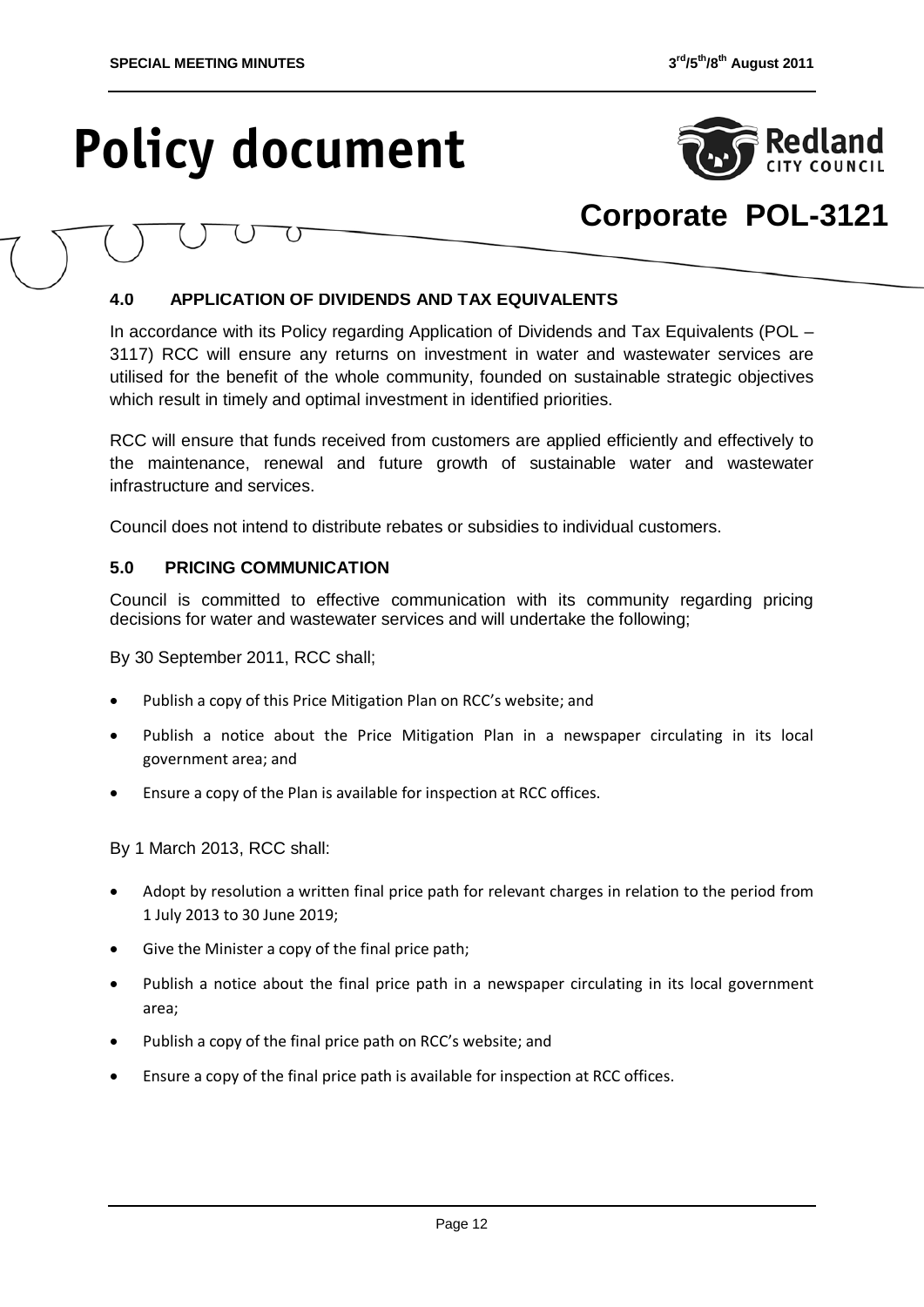# Policy document

**Corporate POL-3121**

### 4.0 APPLICATION OF DIVIDENDS AND TAX EQUIVALENTS

In accordance with its Policy regarding Application of Dividends and Tax Equivalents (POL – 3117) RCC will ensure any returns on investment in water and wastewater services are utilised for the benefit of the whole community, founded on sustainable strategic objectives which result in timely and optimal investment in identified priorities.

RCC will ensure that funds received from customers are applied efficiently and effectively to the maintenance, renewal and future growth of sustainable water and wastewater infrastructure and services.

Council does not intend to distribute rebates or subsidies to individual customers.

### 5.0 PRICING COMMUNICATION

Council is committed to effective communication with its community regarding pricing decisions for water and wastewater services and will undertake the following;

By 30 September 2011, RCC shall;

- Publish a copy of this Price Mitigation Plan on RCC's website; and
- Publish a notice about the Price Mitigation Plan in a newspaper circulating in its local government area; and
- Ensure a copy of the Plan is available for inspection at RCC offices.

By 1 March 2013, RCC shall:

- Adopt by resolution a written final price path for relevant charges in relation to the period from 1 July 2013 to 30 June 2019;
- Give the Minister a copy of the final price path;
- Publish a notice about the final price path in a newspaper circulating in its local government area;
- Publish a copy of the final price path on RCC's website; and
- Ensure a copy of the final price path is available for inspection at RCC offices.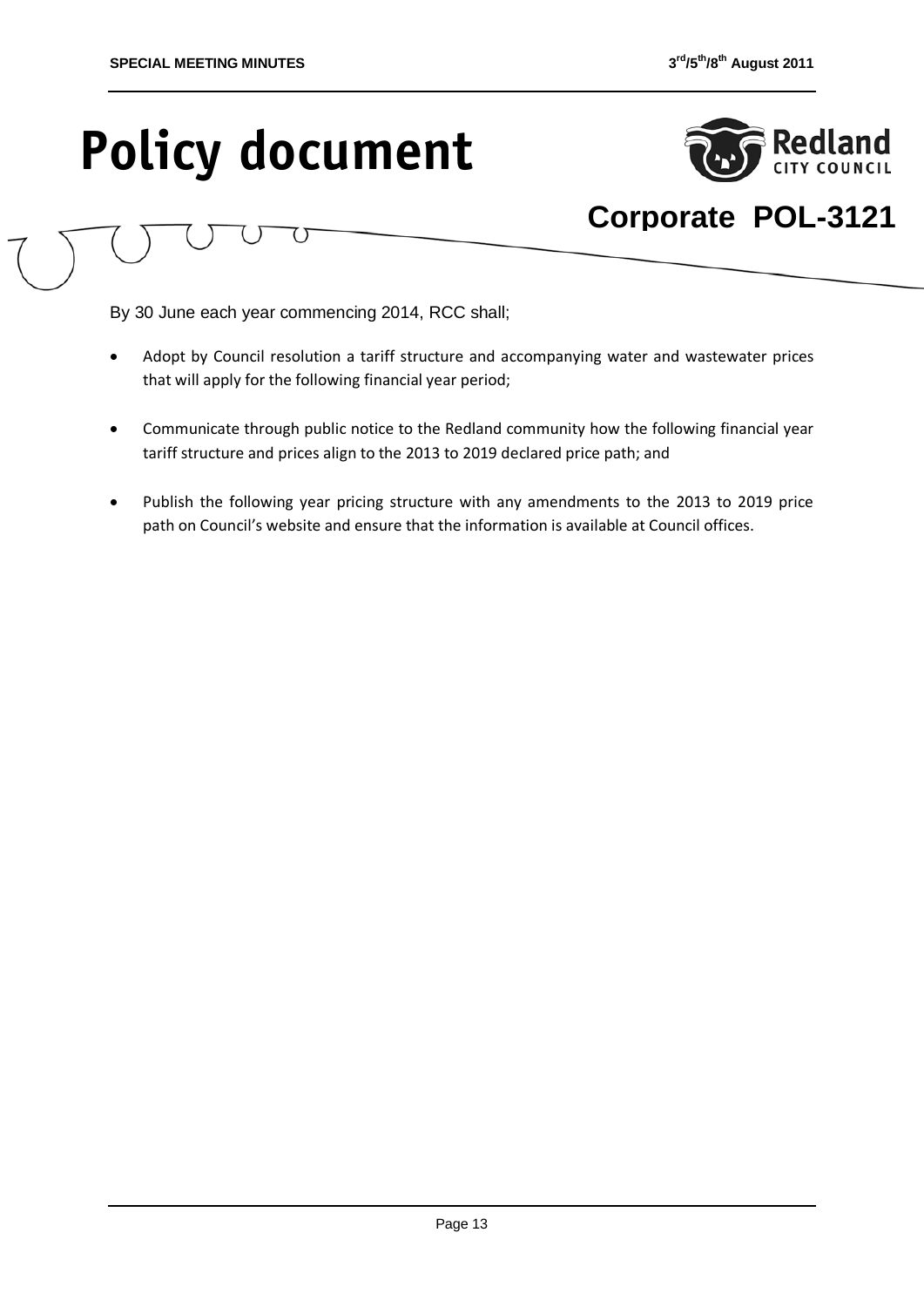By 30 June each year commencing 2014, RCC shall;

- Adopt by Council resolution a tariff structure and accompanying water and wastewater prices that will apply for the following financial year period;
- Communicate through public notice to the Redland community how the following financial year tariff structure and prices align to the 2013 to 2019 declared price path; and
- Publish the following year pricing structure with any amendments to the 2013 to 2019 price path on Council's website and ensure that the information is available at Council offices.